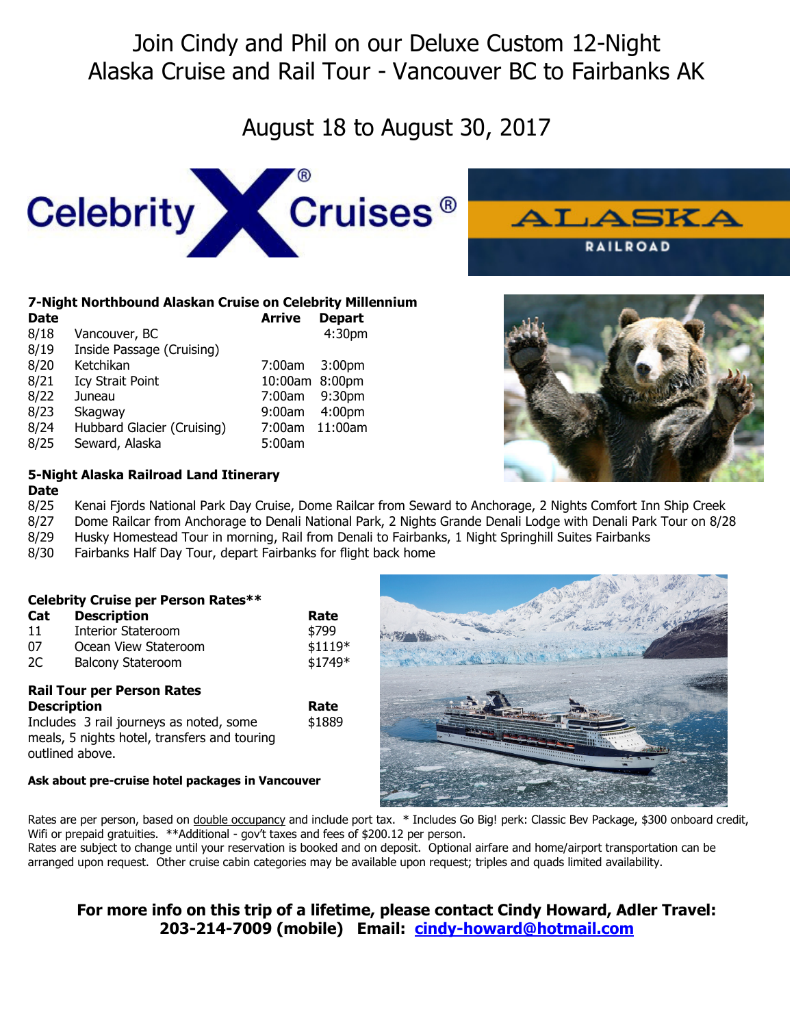# Join Cindy and Phil on our Deluxe Custom 12-Night Alaska Cruise and Rail Tour - Vancouver BC to Fairbanks AK

## August 18 to August 30, 2017

Celebrity Cruises®

ALASKA RAILROAD

### 7-Night Northbound Alaskan Cruise on Celebrity Millennium

| Date | | Arrive | Depart |
|---|---|---|---|
| 8/18 | Vancouver, BC | | 4:30pm |
| 8/19 | Inside Passage (Cruising) | | |
| 8/20 | Ketchikan | 7:00am | 3:00pm |
| 8/21 | Icy Strait Point | 10:00am | 8:00pm |
| 8/22 | Juneau | 7:00am | 9:30pm |
| 8/23 | Skagway | 9:00am | 4:00pm |
| 8/24 | Hubbard Glacier (Cruising) | 7:00am | 11:00am |
| 8/25 | Seward, Alaska | 5:00am | |

### 5-Night Alaska Railroad Land Itinerary

| Date | |
|---|---|
| 8/25 | Kenai Fjords National Park Day Cruise, Dome Railcar from Seward to Anchorage, 2 Nights Comfort Inn Ship Creek |
| 8/27 | Dome Railcar from Anchorage to Denali National Park, 2 Nights Grande Denali Lodge with Denali Park Tour on 8/28 |
| 8/29 | Husky Homestead Tour in morning, Rail from Denali to Fairbanks, 1 Night Springhill Suites Fairbanks |
| 8/30 | Fairbanks Half Day Tour, depart Fairbanks for flight back home |

### Celebrity Cruise per Person Rates**

| Cat | Description | Rate |
|---|---|---|
| 11 | Interior Stateroom | $799 |
| 07 | Ocean View Stateroom | $1119* |
| 2C | Balcony Stateroom | $1749* |

### Rail Tour per Person Rates

| Description | Rate |
|---|---|
| Includes 3 rail journeys as noted, some meals, 5 nights hotel, transfers and touring outlined above. | $1889 |

**Ask about pre-cruise hotel packages in Vancouver**

Rates are per person, based on double occupancy and include port tax. * Includes Go Big! perk: Classic Bev Package, $300 onboard credit, Wifi or prepaid gratuities. **Additional - gov't taxes and fees of $200.12 per person.
Rates are subject to change until your reservation is booked and on deposit. Optional airfare and home/airport transportation can be arranged upon request. Other cruise cabin categories may be available upon request; triples and quads limited availability.

**For more info on this trip of a lifetime, please contact Cindy Howard, Adler Travel: 203-214-7009 (mobile) Email: cindy-howard@hotmail.com**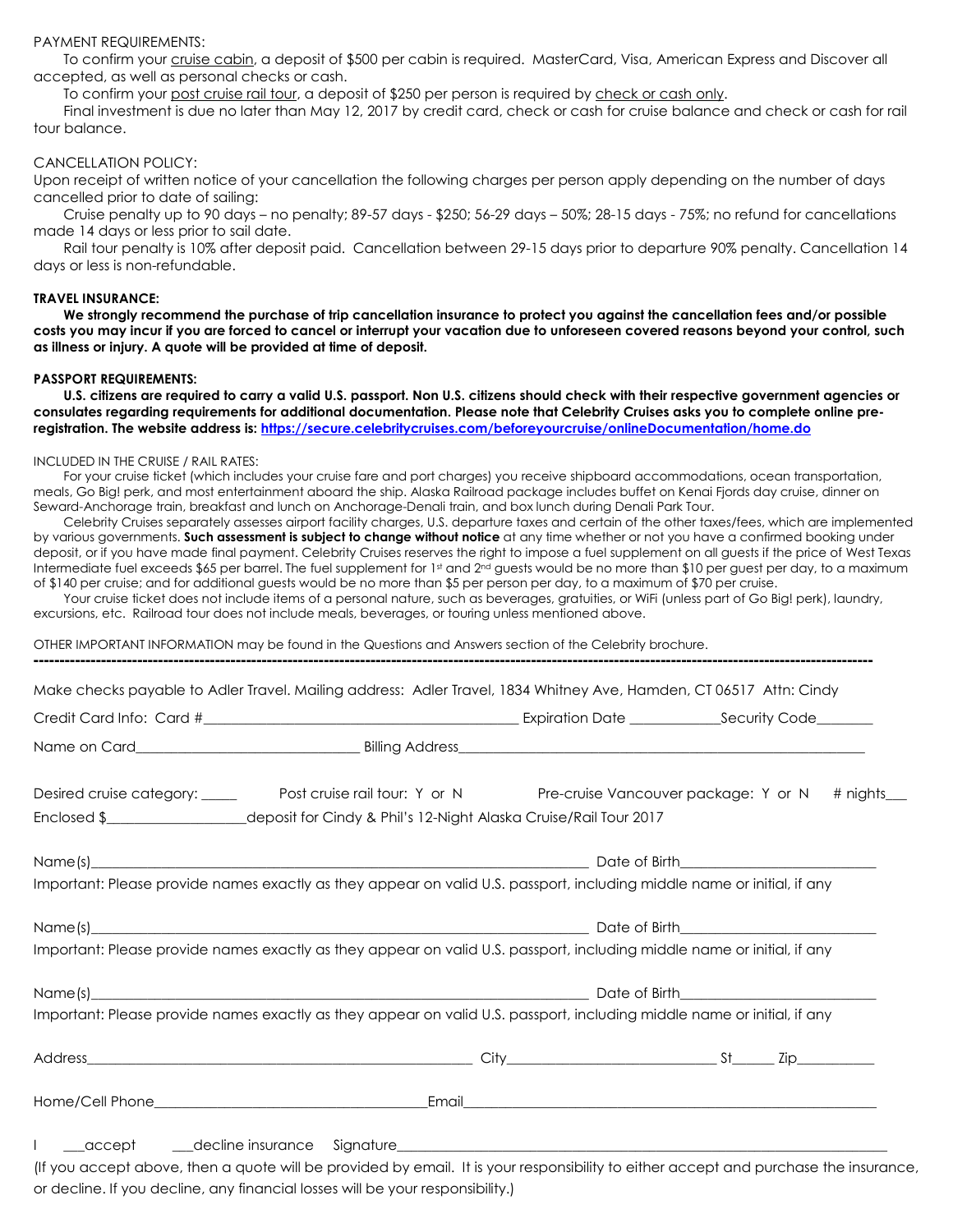PAYMENT REQUIREMENTS:

To confirm your cruise cabin, a deposit of $500 per cabin is required. MasterCard, Visa, American Express and Discover all accepted, as well as personal checks or cash.

To confirm your post cruise rail tour, a deposit of $250 per person is required by check or cash only.

Final investment is due no later than May 12, 2017 by credit card, check or cash for cruise balance and check or cash for rail tour balance.

CANCELLATION POLICY:

Upon receipt of written notice of your cancellation the following charges per person apply depending on the number of days cancelled prior to date of sailing:

Cruise penalty up to 90 days – no penalty; 89-57 days - $250; 56-29 days – 50%; 28-15 days - 75%; no refund for cancellations made 14 days or less prior to sail date.

Rail tour penalty is 10% after deposit paid. Cancellation between 29-15 days prior to departure 90% penalty. Cancellation 14 days or less is non-refundable.

**TRAVEL INSURANCE:**

**We strongly recommend the purchase of trip cancellation insurance to protect you against the cancellation fees and/or possible costs you may incur if you are forced to cancel or interrupt your vacation due to unforeseen covered reasons beyond your control, such as illness or injury. A quote will be provided at time of deposit.**

**PASSPORT REQUIREMENTS:**

**U.S. citizens are required to carry a valid U.S. passport. Non U.S. citizens should check with their respective government agencies or consulates regarding requirements for additional documentation. Please note that Celebrity Cruises asks you to complete online pre-registration. The website address is: https://secure.celebritycruises.com/beforeyourcruise/onlineDocumentation/home.do**

INCLUDED IN THE CRUISE / RAIL RATES:

For your cruise ticket (which includes your cruise fare and port charges) you receive shipboard accommodations, ocean transportation, meals, Go Big! perk, and most entertainment aboard the ship. Alaska Railroad package includes buffet on Kenai Fjords day cruise, dinner on Seward-Anchorage train, breakfast and lunch on Anchorage-Denali train, and box lunch during Denali Park Tour.

Celebrity Cruises separately assesses airport facility charges, U.S. departure taxes and certain of the other taxes/fees, which are implemented by various governments. **Such assessment is subject to change without notice** at any time whether or not you have a confirmed booking under deposit, or if you have made final payment. Celebrity Cruises reserves the right to impose a fuel supplement on all guests if the price of West Texas Intermediate fuel exceeds $65 per barrel. The fuel supplement for 1st and 2nd guests would be no more than $10 per guest per day, to a maximum of $140 per cruise; and for additional guests would be no more than $5 per person per day, to a maximum of $70 per cruise.

Your cruise ticket does not include items of a personal nature, such as beverages, gratuities, or WiFi (unless part of Go Big! perk), laundry, excursions, etc. Railroad tour does not include meals, beverages, or touring unless mentioned above.

OTHER IMPORTANT INFORMATION may be found in the Questions and Answers section of the Celebrity brochure.

---

Make checks payable to Adler Travel. Mailing address: Adler Travel, 1834 Whitney Ave, Hamden, CT 06517 Attn: Cindy

Credit Card Info: Card #________________________________________ Expiration Date ____________Security Code________

Name on Card______________________________ Billing Address________________________________________________________

Desired cruise category: _____ Post cruise rail tour: Y or N Pre-cruise Vancouver package: Y or N # nights___

Enclosed $___________________deposit for Cindy & Phil's 12-Night Alaska Cruise/Rail Tour 2017

Name(s)________________________________________________________________________ Date of Birth__________________________

Important: Please provide names exactly as they appear on valid U.S. passport, including middle name or initial, if any

Name(s)________________________________________________________________________ Date of Birth__________________________

Important: Please provide names exactly as they appear on valid U.S. passport, including middle name or initial, if any

Name(s)________________________________________________________________________ Date of Birth__________________________

Important: Please provide names exactly as they appear on valid U.S. passport, including middle name or initial, if any

Address_______________________________________________________ City____________________________ St______ Zip___________

Home/Cell Phone______________________________________Email__________________________________________________________

I ___accept ___decline insurance Signature_______________________________________________________________________

(If you accept above, then a quote will be provided by email. It is your responsibility to either accept and purchase the insurance, or decline. If you decline, any financial losses will be your responsibility.)